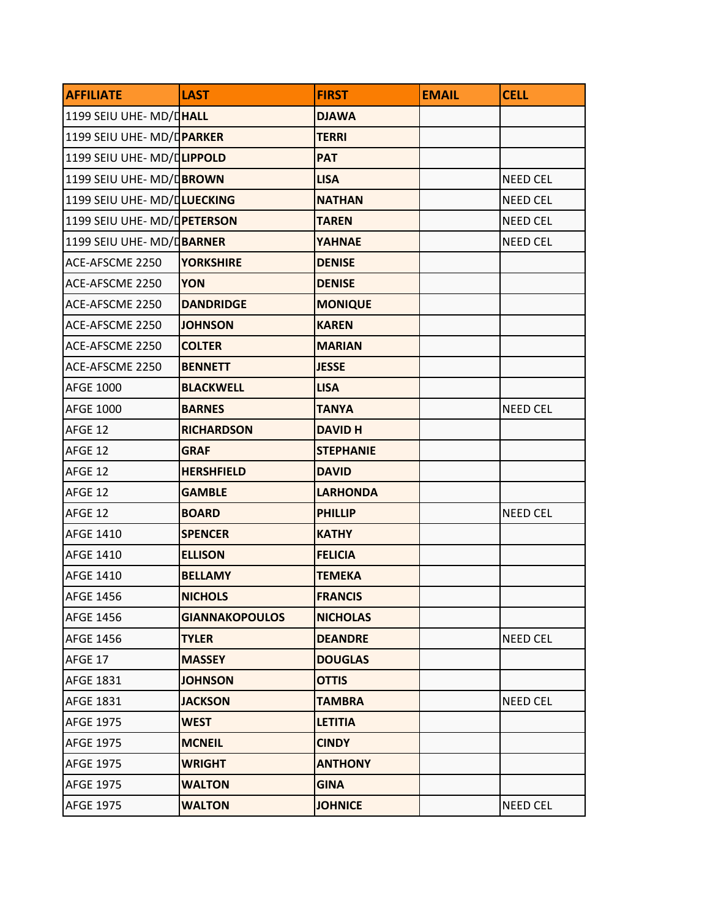| AFFILIATE | LAST | FIRST | EMAIL | CELL |
|---|---|---|---|---|
| 1199 SEIU UHE- MD/D | **HALL** | **DJAWA** | | |
| 1199 SEIU UHE- MD/D | **PARKER** | **TERRI** | | |
| 1199 SEIU UHE- MD/D | **LIPPOLD** | **PAT** | | |
| 1199 SEIU UHE- MD/D | **BROWN** | **LISA** | | NEED CEL |
| 1199 SEIU UHE- MD/D | **LUECKING** | **NATHAN** | | NEED CEL |
| 1199 SEIU UHE- MD/D | **PETERSON** | **TAREN** | | NEED CEL |
| 1199 SEIU UHE- MD/D | **BARNER** | **YAHNAE** | | NEED CEL |
| ACE-AFSCME 2250 | **YORKSHIRE** | **DENISE** | | |
| ACE-AFSCME 2250 | **YON** | **DENISE** | | |
| ACE-AFSCME 2250 | **DANDRIDGE** | **MONIQUE** | | |
| ACE-AFSCME 2250 | **JOHNSON** | **KAREN** | | |
| ACE-AFSCME 2250 | **COLTER** | **MARIAN** | | |
| ACE-AFSCME 2250 | **BENNETT** | **JESSE** | | |
| AFGE 1000 | **BLACKWELL** | **LISA** | | |
| AFGE 1000 | **BARNES** | **TANYA** | | NEED CEL |
| AFGE 12 | **RICHARDSON** | **DAVID H** | | |
| AFGE 12 | **GRAF** | **STEPHANIE** | | |
| AFGE 12 | **HERSHFIELD** | **DAVID** | | |
| AFGE 12 | **GAMBLE** | **LARHONDA** | | |
| AFGE 12 | **BOARD** | **PHILLIP** | | NEED CEL |
| AFGE 1410 | **SPENCER** | **KATHY** | | |
| AFGE 1410 | **ELLISON** | **FELICIA** | | |
| AFGE 1410 | **BELLAMY** | **TEMEKA** | | |
| AFGE 1456 | **NICHOLS** | **FRANCIS** | | |
| AFGE 1456 | **GIANNAKOPOULOS** | **NICHOLAS** | | |
| AFGE 1456 | **TYLER** | **DEANDRE** | | NEED CEL |
| AFGE 17 | **MASSEY** | **DOUGLAS** | | |
| AFGE 1831 | **JOHNSON** | **OTTIS** | | |
| AFGE 1831 | **JACKSON** | **TAMBRA** | | NEED CEL |
| AFGE 1975 | **WEST** | **LETITIA** | | |
| AFGE 1975 | **MCNEIL** | **CINDY** | | |
| AFGE 1975 | **WRIGHT** | **ANTHONY** | | |
| AFGE 1975 | **WALTON** | **GINA** | | |
| AFGE 1975 | **WALTON** | **JOHNICE** | | NEED CEL |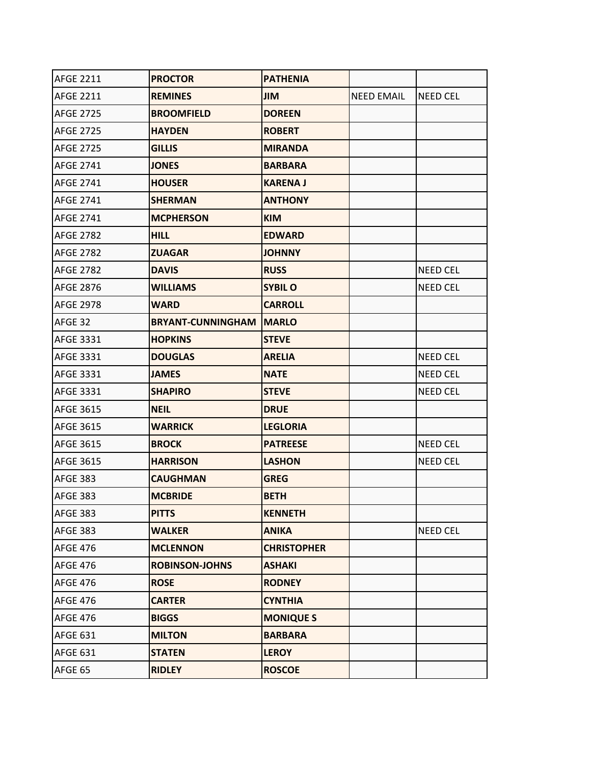| | | | | |
|---|---|---|---|---|
| AFGE 2211 | **PROCTOR** | **PATHENIA** | | |
| AFGE 2211 | **REMINES** | **JIM** | NEED EMAIL | NEED CEL |
| AFGE 2725 | **BROOMFIELD** | **DOREEN** | | |
| AFGE 2725 | **HAYDEN** | **ROBERT** | | |
| AFGE 2725 | **GILLIS** | **MIRANDA** | | |
| AFGE 2741 | **JONES** | **BARBARA** | | |
| AFGE 2741 | **HOUSER** | **KARENA J** | | |
| AFGE 2741 | **SHERMAN** | **ANTHONY** | | |
| AFGE 2741 | **MCPHERSON** | **KIM** | | |
| AFGE 2782 | **HILL** | **EDWARD** | | |
| AFGE 2782 | **ZUAGAR** | **JOHNNY** | | |
| AFGE 2782 | **DAVIS** | **RUSS** | | NEED CEL |
| AFGE 2876 | **WILLIAMS** | **SYBIL O** | | NEED CEL |
| AFGE 2978 | **WARD** | **CARROLL** | | |
| AFGE 32 | **BRYANT-CUNNINGHAM** | **MARLO** | | |
| AFGE 3331 | **HOPKINS** | **STEVE** | | |
| AFGE 3331 | **DOUGLAS** | **ARELIA** | | NEED CEL |
| AFGE 3331 | **JAMES** | **NATE** | | NEED CEL |
| AFGE 3331 | **SHAPIRO** | **STEVE** | | NEED CEL |
| AFGE 3615 | **NEIL** | **DRUE** | | |
| AFGE 3615 | **WARRICK** | **LEGLORIA** | | |
| AFGE 3615 | **BROCK** | **PATREESE** | | NEED CEL |
| AFGE 3615 | **HARRISON** | **LASHON** | | NEED CEL |
| AFGE 383 | **CAUGHMAN** | **GREG** | | |
| AFGE 383 | **MCBRIDE** | **BETH** | | |
| AFGE 383 | **PITTS** | **KENNETH** | | |
| AFGE 383 | **WALKER** | **ANIKA** | | NEED CEL |
| AFGE 476 | **MCLENNON** | **CHRISTOPHER** | | |
| AFGE 476 | **ROBINSON-JOHNS** | **ASHAKI** | | |
| AFGE 476 | **ROSE** | **RODNEY** | | |
| AFGE 476 | **CARTER** | **CYNTHIA** | | |
| AFGE 476 | **BIGGS** | **MONIQUE S** | | |
| AFGE 631 | **MILTON** | **BARBARA** | | |
| AFGE 631 | **STATEN** | **LEROY** | | |
| AFGE 65 | **RIDLEY** | **ROSCOE** | | |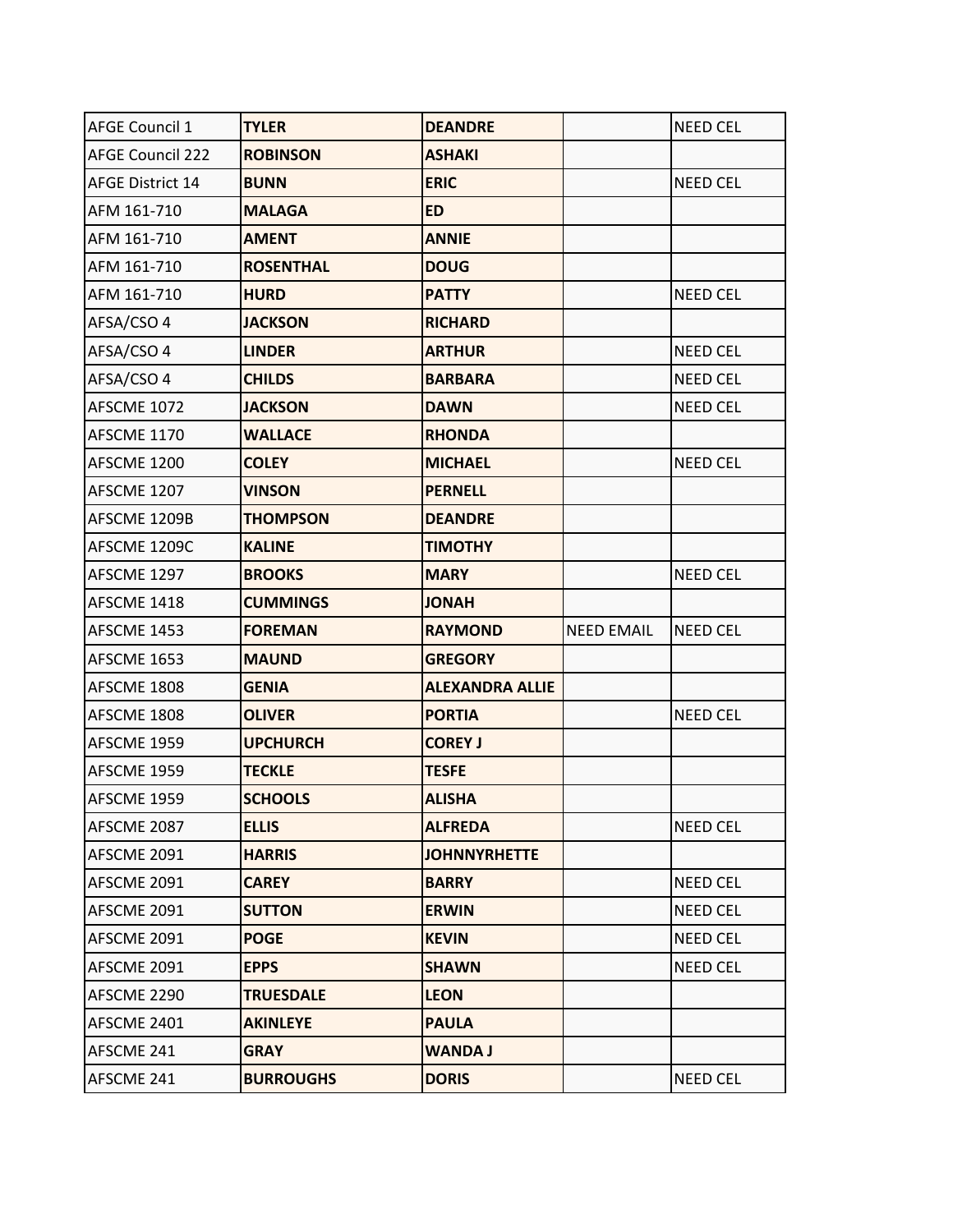| | | | | |
|---|---|---|---|---|
| AFGE Council 1 | **TYLER** | **DEANDRE** | | NEED CEL |
| AFGE Council 222 | **ROBINSON** | **ASHAKI** | | |
| AFGE District 14 | **BUNN** | **ERIC** | | NEED CEL |
| AFM 161-710 | **MALAGA** | **ED** | | |
| AFM 161-710 | **AMENT** | **ANNIE** | | |
| AFM 161-710 | **ROSENTHAL** | **DOUG** | | |
| AFM 161-710 | **HURD** | **PATTY** | | NEED CEL |
| AFSA/CSO 4 | **JACKSON** | **RICHARD** | | |
| AFSA/CSO 4 | **LINDER** | **ARTHUR** | | NEED CEL |
| AFSA/CSO 4 | **CHILDS** | **BARBARA** | | NEED CEL |
| AFSCME 1072 | **JACKSON** | **DAWN** | | NEED CEL |
| AFSCME 1170 | **WALLACE** | **RHONDA** | | |
| AFSCME 1200 | **COLEY** | **MICHAEL** | | NEED CEL |
| AFSCME 1207 | **VINSON** | **PERNELL** | | |
| AFSCME 1209B | **THOMPSON** | **DEANDRE** | | |
| AFSCME 1209C | **KALINE** | **TIMOTHY** | | |
| AFSCME 1297 | **BROOKS** | **MARY** | | NEED CEL |
| AFSCME 1418 | **CUMMINGS** | **JONAH** | | |
| AFSCME 1453 | **FOREMAN** | **RAYMOND** | NEED EMAIL | NEED CEL |
| AFSCME 1653 | **MAUND** | **GREGORY** | | |
| AFSCME 1808 | **GENIA** | **ALEXANDRA ALLIE** | | |
| AFSCME 1808 | **OLIVER** | **PORTIA** | | NEED CEL |
| AFSCME 1959 | **UPCHURCH** | **COREY J** | | |
| AFSCME 1959 | **TECKLE** | **TESFE** | | |
| AFSCME 1959 | **SCHOOLS** | **ALISHA** | | |
| AFSCME 2087 | **ELLIS** | **ALFREDA** | | NEED CEL |
| AFSCME 2091 | **HARRIS** | **JOHNNYRHETTE** | | |
| AFSCME 2091 | **CAREY** | **BARRY** | | NEED CEL |
| AFSCME 2091 | **SUTTON** | **ERWIN** | | NEED CEL |
| AFSCME 2091 | **POGE** | **KEVIN** | | NEED CEL |
| AFSCME 2091 | **EPPS** | **SHAWN** | | NEED CEL |
| AFSCME 2290 | **TRUESDALE** | **LEON** | | |
| AFSCME 2401 | **AKINLEYE** | **PAULA** | | |
| AFSCME 241 | **GRAY** | **WANDA J** | | |
| AFSCME 241 | **BURROUGHS** | **DORIS** | | NEED CEL |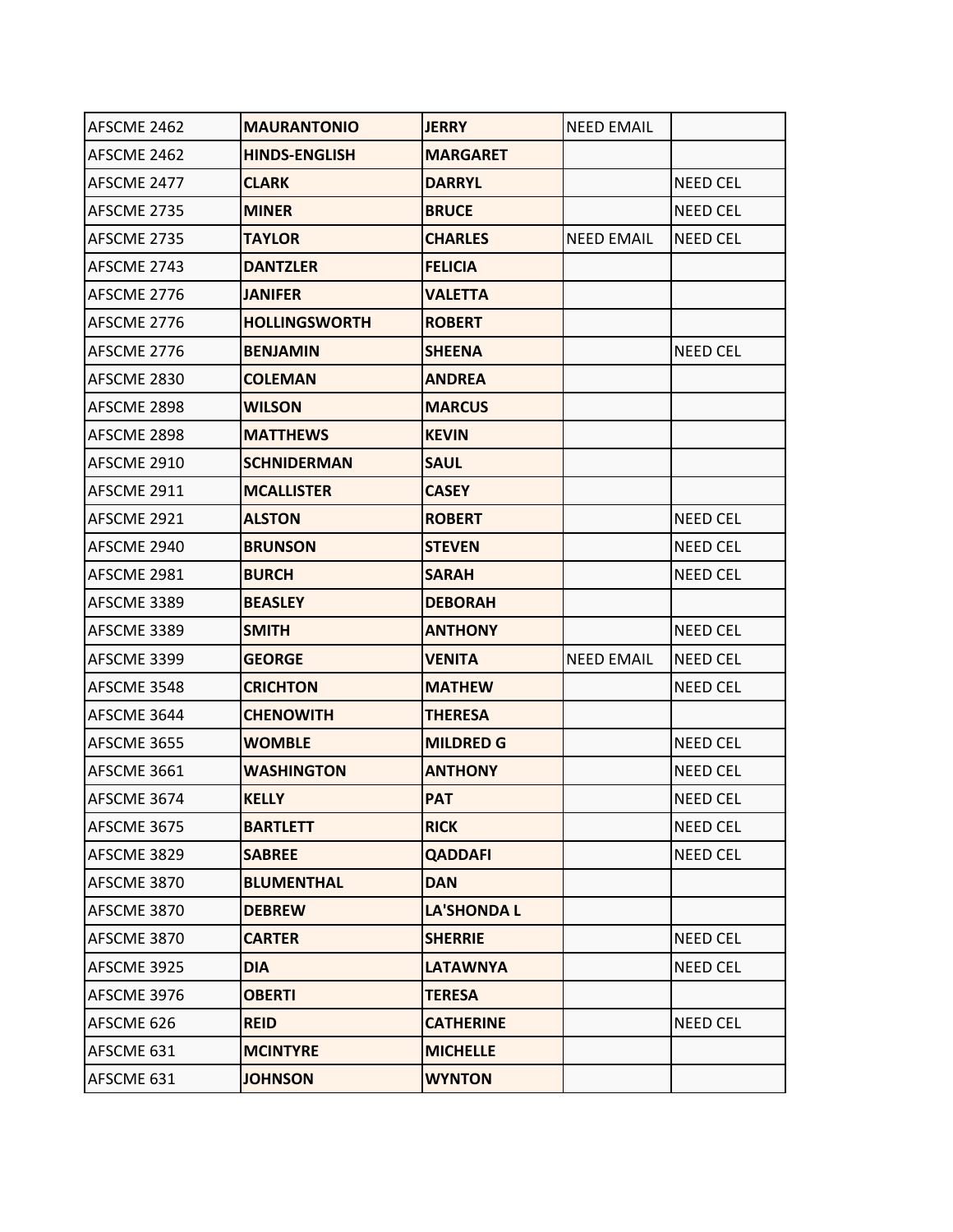| | | | | |
|---|---|---|---|---|
| AFSCME 2462 | **MAURANTONIO** | **JERRY** | NEED EMAIL | |
| AFSCME 2462 | **HINDS-ENGLISH** | **MARGARET** | | |
| AFSCME 2477 | **CLARK** | **DARRYL** | | NEED CEL |
| AFSCME 2735 | **MINER** | **BRUCE** | | NEED CEL |
| AFSCME 2735 | **TAYLOR** | **CHARLES** | NEED EMAIL | NEED CEL |
| AFSCME 2743 | **DANTZLER** | **FELICIA** | | |
| AFSCME 2776 | **JANIFER** | **VALETTA** | | |
| AFSCME 2776 | **HOLLINGSWORTH** | **ROBERT** | | |
| AFSCME 2776 | **BENJAMIN** | **SHEENA** | | NEED CEL |
| AFSCME 2830 | **COLEMAN** | **ANDREA** | | |
| AFSCME 2898 | **WILSON** | **MARCUS** | | |
| AFSCME 2898 | **MATTHEWS** | **KEVIN** | | |
| AFSCME 2910 | **SCHNIDERMAN** | **SAUL** | | |
| AFSCME 2911 | **MCALLISTER** | **CASEY** | | |
| AFSCME 2921 | **ALSTON** | **ROBERT** | | NEED CEL |
| AFSCME 2940 | **BRUNSON** | **STEVEN** | | NEED CEL |
| AFSCME 2981 | **BURCH** | **SARAH** | | NEED CEL |
| AFSCME 3389 | **BEASLEY** | **DEBORAH** | | |
| AFSCME 3389 | **SMITH** | **ANTHONY** | | NEED CEL |
| AFSCME 3399 | **GEORGE** | **VENITA** | NEED EMAIL | NEED CEL |
| AFSCME 3548 | **CRICHTON** | **MATHEW** | | NEED CEL |
| AFSCME 3644 | **CHENOWITH** | **THERESA** | | |
| AFSCME 3655 | **WOMBLE** | **MILDRED G** | | NEED CEL |
| AFSCME 3661 | **WASHINGTON** | **ANTHONY** | | NEED CEL |
| AFSCME 3674 | **KELLY** | **PAT** | | NEED CEL |
| AFSCME 3675 | **BARTLETT** | **RICK** | | NEED CEL |
| AFSCME 3829 | **SABREE** | **QADDAFI** | | NEED CEL |
| AFSCME 3870 | **BLUMENTHAL** | **DAN** | | |
| AFSCME 3870 | **DEBREW** | **LA'SHONDA L** | | |
| AFSCME 3870 | **CARTER** | **SHERRIE** | | NEED CEL |
| AFSCME 3925 | **DIA** | **LATAWNYA** | | NEED CEL |
| AFSCME 3976 | **OBERTI** | **TERESA** | | |
| AFSCME 626 | **REID** | **CATHERINE** | | NEED CEL |
| AFSCME 631 | **MCINTYRE** | **MICHELLE** | | |
| AFSCME 631 | **JOHNSON** | **WYNTON** | | |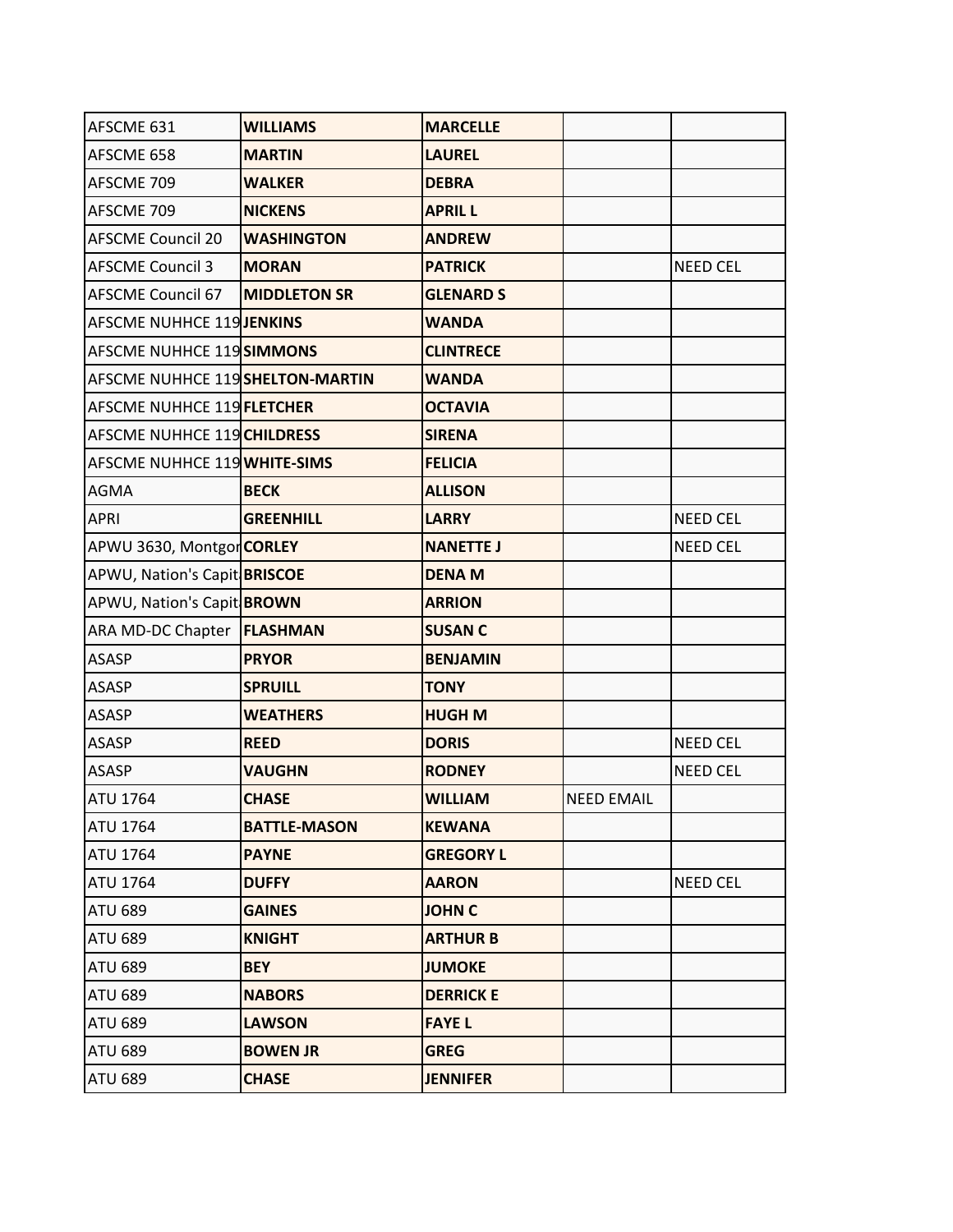| | | | | |
|---|---|---|---|---|
| AFSCME 631 | **WILLIAMS** | **MARCELLE** | | |
| AFSCME 658 | **MARTIN** | **LAUREL** | | |
| AFSCME 709 | **WALKER** | **DEBRA** | | |
| AFSCME 709 | **NICKENS** | **APRIL L** | | |
| AFSCME Council 20 | **WASHINGTON** | **ANDREW** | | |
| AFSCME Council 3 | **MORAN** | **PATRICK** | | NEED CEL |
| AFSCME Council 67 | **MIDDLETON SR** | **GLENARD S** | | |
| AFSCME NUHHCE 119 | **JENKINS** | **WANDA** | | |
| AFSCME NUHHCE 119 | **SIMMONS** | **CLINTRECE** | | |
| AFSCME NUHHCE 119 | **SHELTON-MARTIN** | **WANDA** | | |
| AFSCME NUHHCE 119 | **FLETCHER** | **OCTAVIA** | | |
| AFSCME NUHHCE 119 | **CHILDRESS** | **SIRENA** | | |
| AFSCME NUHHCE 119 | **WHITE-SIMS** | **FELICIA** | | |
| AGMA | **BECK** | **ALLISON** | | |
| APRI | **GREENHILL** | **LARRY** | | NEED CEL |
| APWU 3630, Montgor | **CORLEY** | **NANETTE J** | | NEED CEL |
| APWU, Nation's Capit | **BRISCOE** | **DENA M** | | |
| APWU, Nation's Capit | **BROWN** | **ARRION** | | |
| ARA MD-DC Chapter | **FLASHMAN** | **SUSAN C** | | |
| ASASP | **PRYOR** | **BENJAMIN** | | |
| ASASP | **SPRUILL** | **TONY** | | |
| ASASP | **WEATHERS** | **HUGH M** | | |
| ASASP | **REED** | **DORIS** | | NEED CEL |
| ASASP | **VAUGHN** | **RODNEY** | | NEED CEL |
| ATU 1764 | **CHASE** | **WILLIAM** | NEED EMAIL | |
| ATU 1764 | **BATTLE-MASON** | **KEWANA** | | |
| ATU 1764 | **PAYNE** | **GREGORY L** | | |
| ATU 1764 | **DUFFY** | **AARON** | | NEED CEL |
| ATU 689 | **GAINES** | **JOHN C** | | |
| ATU 689 | **KNIGHT** | **ARTHUR B** | | |
| ATU 689 | **BEY** | **JUMOKE** | | |
| ATU 689 | **NABORS** | **DERRICK E** | | |
| ATU 689 | **LAWSON** | **FAYE L** | | |
| ATU 689 | **BOWEN JR** | **GREG** | | |
| ATU 689 | **CHASE** | **JENNIFER** | | |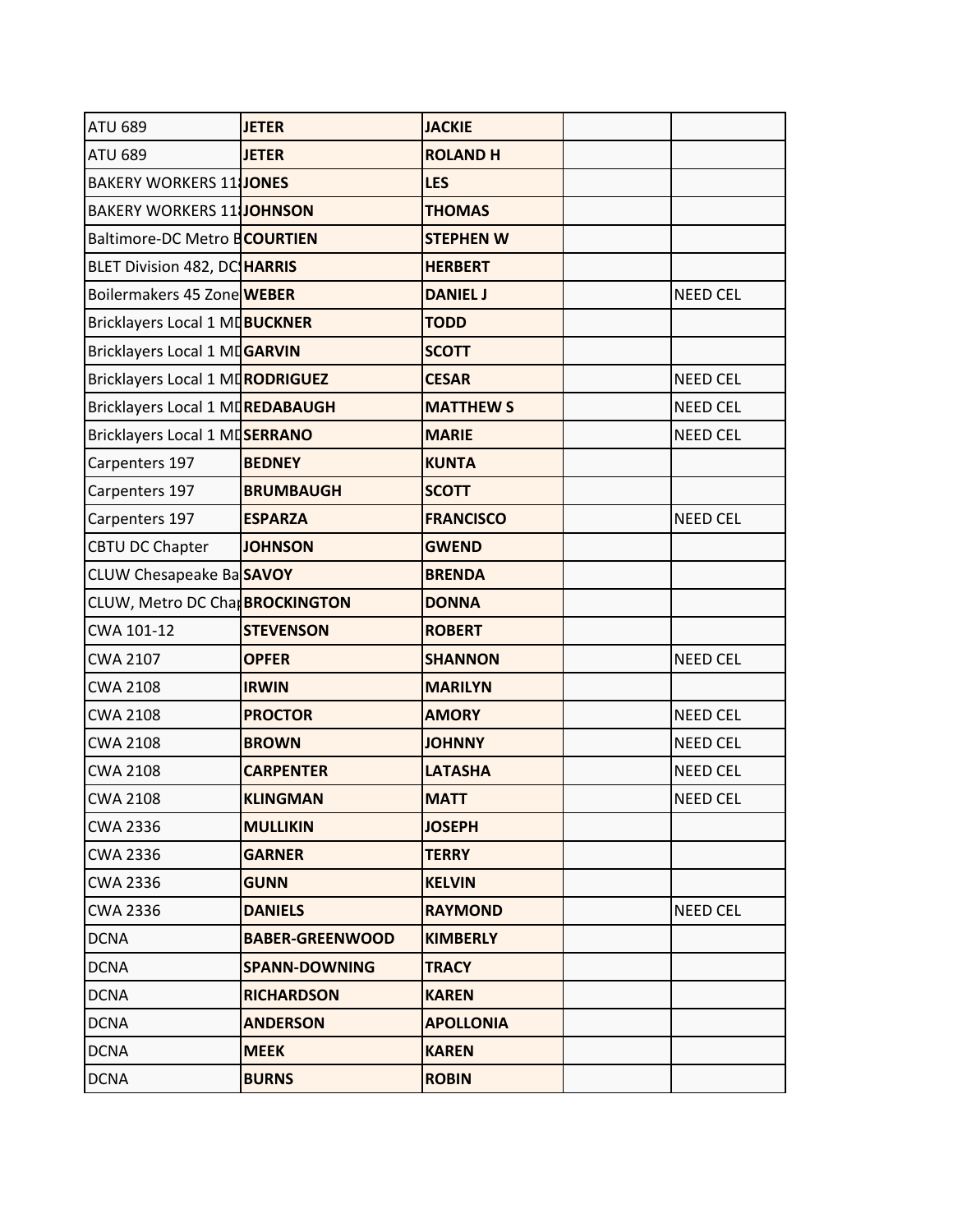| | | | | |
|---|---|---|---|---|
| ATU 689 | **JETER** | **JACKIE** | | |
| ATU 689 | **JETER** | **ROLAND H** | | |
| BAKERY WORKERS 11 | **JONES** | **LES** | | |
| BAKERY WORKERS 11 | **JOHNSON** | **THOMAS** | | |
| Baltimore-DC Metro B | **COURTIEN** | **STEPHEN W** | | |
| BLET Division 482, DC | **HARRIS** | **HERBERT** | | |
| Boilermakers 45 Zone | **WEBER** | **DANIEL J** | | NEED CEL |
| Bricklayers Local 1 MD | **BUCKNER** | **TODD** | | |
| Bricklayers Local 1 MD | **GARVIN** | **SCOTT** | | |
| Bricklayers Local 1 MD | **RODRIGUEZ** | **CESAR** | | NEED CEL |
| Bricklayers Local 1 MD | **REDABAUGH** | **MATTHEW S** | | NEED CEL |
| Bricklayers Local 1 MD | **SERRANO** | **MARIE** | | NEED CEL |
| Carpenters 197 | **BEDNEY** | **KUNTA** | | |
| Carpenters 197 | **BRUMBAUGH** | **SCOTT** | | |
| Carpenters 197 | **ESPARZA** | **FRANCISCO** | | NEED CEL |
| CBTU DC Chapter | **JOHNSON** | **GWEND** | | |
| CLUW Chesapeake Ba | **SAVOY** | **BRENDA** | | |
| CLUW, Metro DC Chap | **BROCKINGTON** | **DONNA** | | |
| CWA 101-12 | **STEVENSON** | **ROBERT** | | |
| CWA 2107 | **OPFER** | **SHANNON** | | NEED CEL |
| CWA 2108 | **IRWIN** | **MARILYN** | | |
| CWA 2108 | **PROCTOR** | **AMORY** | | NEED CEL |
| CWA 2108 | **BROWN** | **JOHNNY** | | NEED CEL |
| CWA 2108 | **CARPENTER** | **LATASHA** | | NEED CEL |
| CWA 2108 | **KLINGMAN** | **MATT** | | NEED CEL |
| CWA 2336 | **MULLIKIN** | **JOSEPH** | | |
| CWA 2336 | **GARNER** | **TERRY** | | |
| CWA 2336 | **GUNN** | **KELVIN** | | |
| CWA 2336 | **DANIELS** | **RAYMOND** | | NEED CEL |
| DCNA | **BABER-GREENWOOD** | **KIMBERLY** | | |
| DCNA | **SPANN-DOWNING** | **TRACY** | | |
| DCNA | **RICHARDSON** | **KAREN** | | |
| DCNA | **ANDERSON** | **APOLLONIA** | | |
| DCNA | **MEEK** | **KAREN** | | |
| DCNA | **BURNS** | **ROBIN** | | |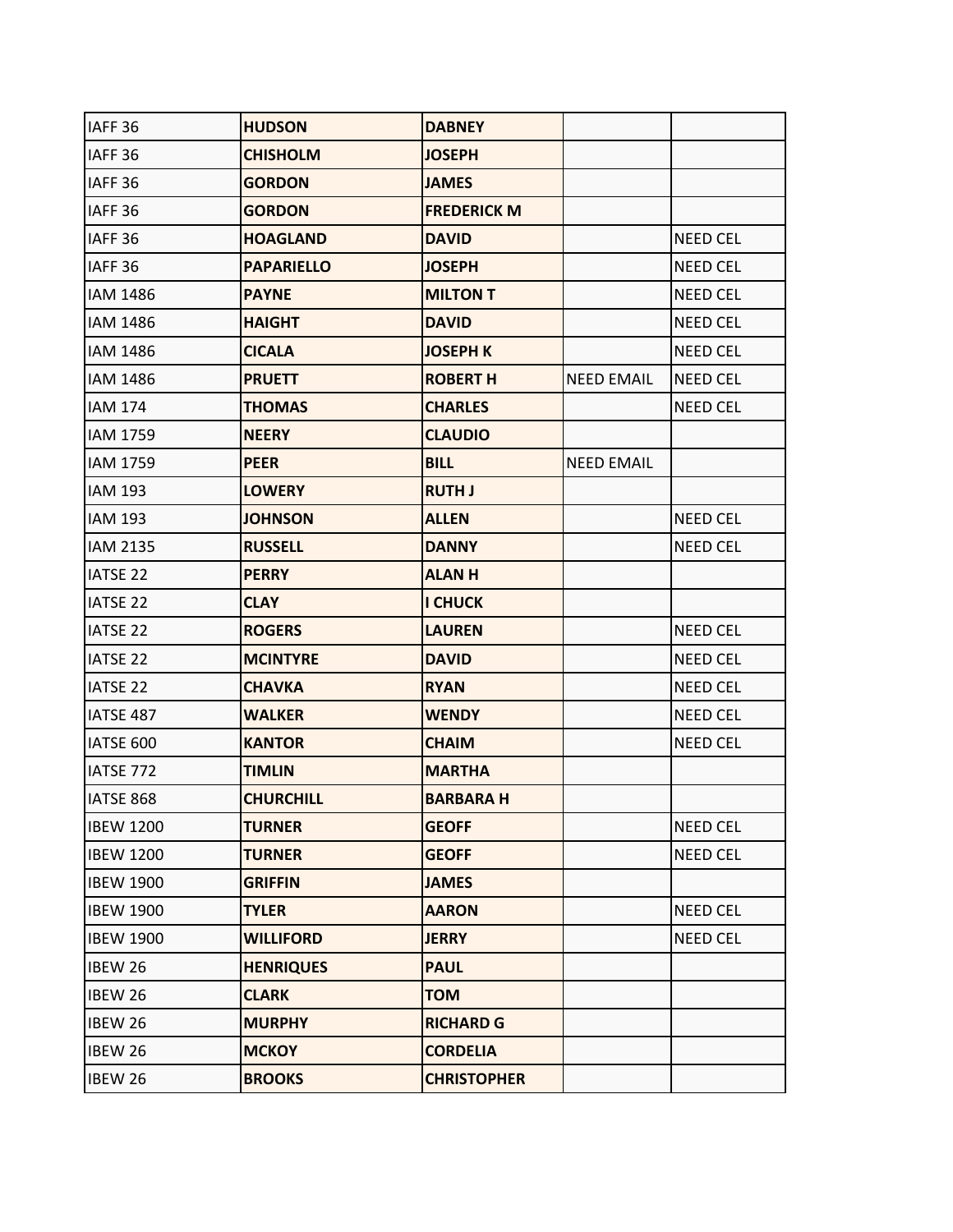| IAFF 36 | **HUDSON** | **DABNEY** | | |
|---|---|---|---|---|
| IAFF 36 | **CHISHOLM** | **JOSEPH** | | |
| IAFF 36 | **GORDON** | **JAMES** | | |
| IAFF 36 | **GORDON** | **FREDERICK M** | | |
| IAFF 36 | **HOAGLAND** | **DAVID** | | NEED CEL |
| IAFF 36 | **PAPARIELLO** | **JOSEPH** | | NEED CEL |
| IAM 1486 | **PAYNE** | **MILTON T** | | NEED CEL |
| IAM 1486 | **HAIGHT** | **DAVID** | | NEED CEL |
| IAM 1486 | **CICALA** | **JOSEPH K** | | NEED CEL |
| IAM 1486 | **PRUETT** | **ROBERT H** | NEED EMAIL | NEED CEL |
| IAM 174 | **THOMAS** | **CHARLES** | | NEED CEL |
| IAM 1759 | **NEERY** | **CLAUDIO** | | |
| IAM 1759 | **PEER** | **BILL** | NEED EMAIL | |
| IAM 193 | **LOWERY** | **RUTH J** | | |
| IAM 193 | **JOHNSON** | **ALLEN** | | NEED CEL |
| IAM 2135 | **RUSSELL** | **DANNY** | | NEED CEL |
| IATSE 22 | **PERRY** | **ALAN H** | | |
| IATSE 22 | **CLAY** | **I CHUCK** | | |
| IATSE 22 | **ROGERS** | **LAUREN** | | NEED CEL |
| IATSE 22 | **MCINTYRE** | **DAVID** | | NEED CEL |
| IATSE 22 | **CHAVKA** | **RYAN** | | NEED CEL |
| IATSE 487 | **WALKER** | **WENDY** | | NEED CEL |
| IATSE 600 | **KANTOR** | **CHAIM** | | NEED CEL |
| IATSE 772 | **TIMLIN** | **MARTHA** | | |
| IATSE 868 | **CHURCHILL** | **BARBARA H** | | |
| IBEW 1200 | **TURNER** | **GEOFF** | | NEED CEL |
| IBEW 1200 | **TURNER** | **GEOFF** | | NEED CEL |
| IBEW 1900 | **GRIFFIN** | **JAMES** | | |
| IBEW 1900 | **TYLER** | **AARON** | | NEED CEL |
| IBEW 1900 | **WILLIFORD** | **JERRY** | | NEED CEL |
| IBEW 26 | **HENRIQUES** | **PAUL** | | |
| IBEW 26 | **CLARK** | **TOM** | | |
| IBEW 26 | **MURPHY** | **RICHARD G** | | |
| IBEW 26 | **MCKOY** | **CORDELIA** | | |
| IBEW 26 | **BROOKS** | **CHRISTOPHER** | | |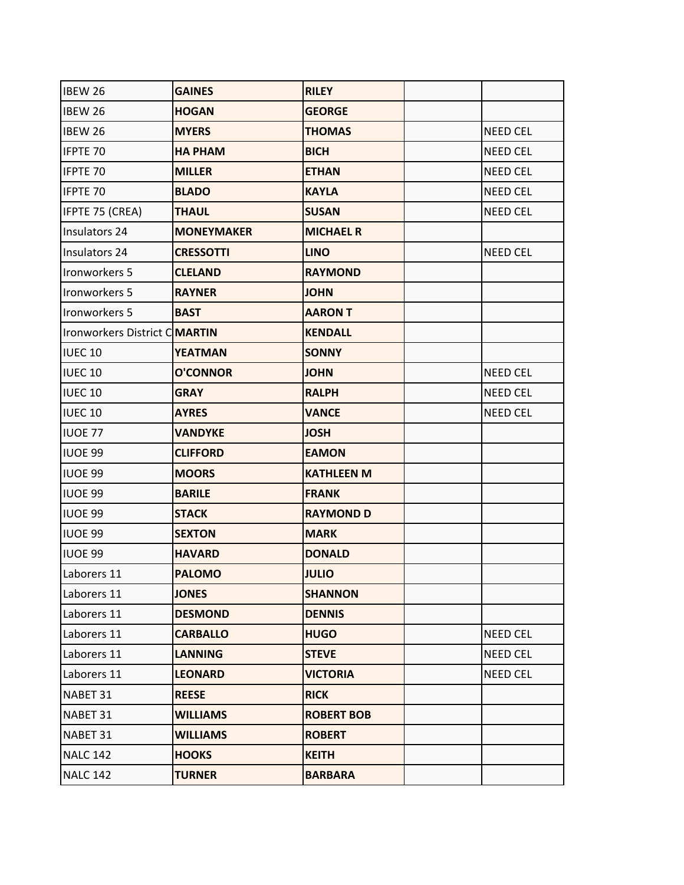| | | | | |
|---|---|---|---|---|
| IBEW 26 | **GAINES** | **RILEY** | | |
| IBEW 26 | **HOGAN** | **GEORGE** | | |
| IBEW 26 | **MYERS** | **THOMAS** | | NEED CEL |
| IFPTE 70 | **HA PHAM** | **BICH** | | NEED CEL |
| IFPTE 70 | **MILLER** | **ETHAN** | | NEED CEL |
| IFPTE 70 | **BLADO** | **KAYLA** | | NEED CEL |
| IFPTE 75 (CREA) | **THAUL** | **SUSAN** | | NEED CEL |
| Insulators 24 | **MONEYMAKER** | **MICHAEL R** | | |
| Insulators 24 | **CRESSOTTI** | **LINO** | | NEED CEL |
| Ironworkers 5 | **CLELAND** | **RAYMOND** | | |
| Ironworkers 5 | **RAYNER** | **JOHN** | | |
| Ironworkers 5 | **BAST** | **AARON T** | | |
| Ironworkers District C | **MARTIN** | **KENDALL** | | |
| IUEC 10 | **YEATMAN** | **SONNY** | | |
| IUEC 10 | **O'CONNOR** | **JOHN** | | NEED CEL |
| IUEC 10 | **GRAY** | **RALPH** | | NEED CEL |
| IUEC 10 | **AYRES** | **VANCE** | | NEED CEL |
| IUOE 77 | **VANDYKE** | **JOSH** | | |
| IUOE 99 | **CLIFFORD** | **EAMON** | | |
| IUOE 99 | **MOORS** | **KATHLEEN M** | | |
| IUOE 99 | **BARILE** | **FRANK** | | |
| IUOE 99 | **STACK** | **RAYMOND D** | | |
| IUOE 99 | **SEXTON** | **MARK** | | |
| IUOE 99 | **HAVARD** | **DONALD** | | |
| Laborers 11 | **PALOMO** | **JULIO** | | |
| Laborers 11 | **JONES** | **SHANNON** | | |
| Laborers 11 | **DESMOND** | **DENNIS** | | |
| Laborers 11 | **CARBALLO** | **HUGO** | | NEED CEL |
| Laborers 11 | **LANNING** | **STEVE** | | NEED CEL |
| Laborers 11 | **LEONARD** | **VICTORIA** | | NEED CEL |
| NABET 31 | **REESE** | **RICK** | | |
| NABET 31 | **WILLIAMS** | **ROBERT BOB** | | |
| NABET 31 | **WILLIAMS** | **ROBERT** | | |
| NALC 142 | **HOOKS** | **KEITH** | | |
| NALC 142 | **TURNER** | **BARBARA** | | |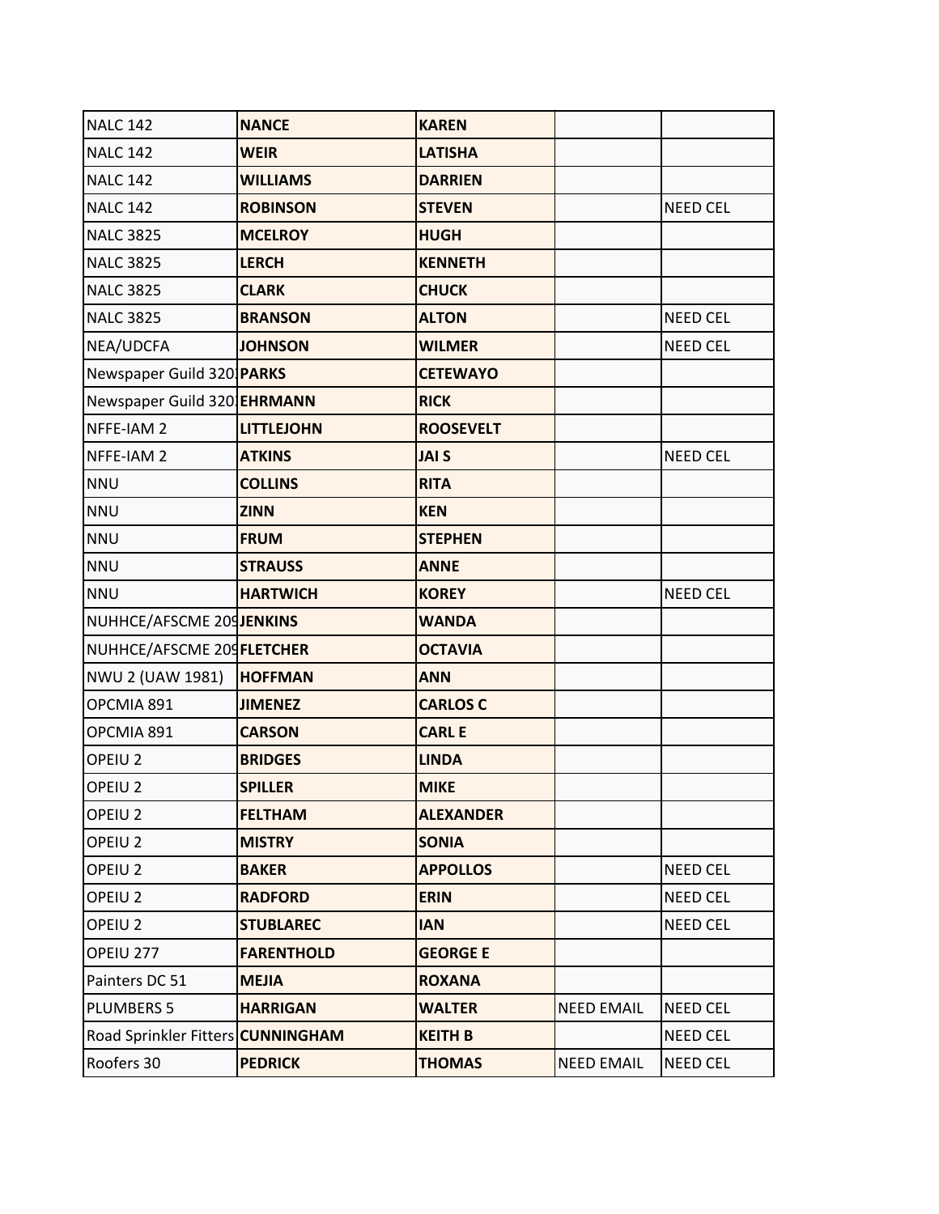| | | | | |
|---|---|---|---|---|
| NALC 142 | **NANCE** | **KAREN** | | |
| NALC 142 | **WEIR** | **LATISHA** | | |
| NALC 142 | **WILLIAMS** | **DARRIEN** | | |
| NALC 142 | **ROBINSON** | **STEVEN** | | NEED CEL |
| NALC 3825 | **MCELROY** | **HUGH** | | |
| NALC 3825 | **LERCH** | **KENNETH** | | |
| NALC 3825 | **CLARK** | **CHUCK** | | |
| NALC 3825 | **BRANSON** | **ALTON** | | NEED CEL |
| NEA/UDCFA | **JOHNSON** | **WILMER** | | NEED CEL |
| Newspaper Guild 320 | **PARKS** | **CETEWAYO** | | |
| Newspaper Guild 320 | **EHRMANN** | **RICK** | | |
| NFFE-IAM 2 | **LITTLEJOHN** | **ROOSEVELT** | | |
| NFFE-IAM 2 | **ATKINS** | **JAI S** | | NEED CEL |
| NNU | **COLLINS** | **RITA** | | |
| NNU | **ZINN** | **KEN** | | |
| NNU | **FRUM** | **STEPHEN** | | |
| NNU | **STRAUSS** | **ANNE** | | |
| NNU | **HARTWICH** | **KOREY** | | NEED CEL |
| NUHHCE/AFSCME 209 | **JENKINS** | **WANDA** | | |
| NUHHCE/AFSCME 209 | **FLETCHER** | **OCTAVIA** | | |
| NWU 2 (UAW 1981) | **HOFFMAN** | **ANN** | | |
| OPCMIA 891 | **JIMENEZ** | **CARLOS C** | | |
| OPCMIA 891 | **CARSON** | **CARL E** | | |
| OPEIU 2 | **BRIDGES** | **LINDA** | | |
| OPEIU 2 | **SPILLER** | **MIKE** | | |
| OPEIU 2 | **FELTHAM** | **ALEXANDER** | | |
| OPEIU 2 | **MISTRY** | **SONIA** | | |
| OPEIU 2 | **BAKER** | **APPOLLOS** | | NEED CEL |
| OPEIU 2 | **RADFORD** | **ERIN** | | NEED CEL |
| OPEIU 2 | **STUBLAREC** | **IAN** | | NEED CEL |
| OPEIU 277 | **FARENTHOLD** | **GEORGE E** | | |
| Painters DC 51 | **MEJIA** | **ROXANA** | | |
| PLUMBERS 5 | **HARRIGAN** | **WALTER** | NEED EMAIL | NEED CEL |
| Road Sprinkler Fitters | **CUNNINGHAM** | **KEITH B** | | NEED CEL |
| Roofers 30 | **PEDRICK** | **THOMAS** | NEED EMAIL | NEED CEL |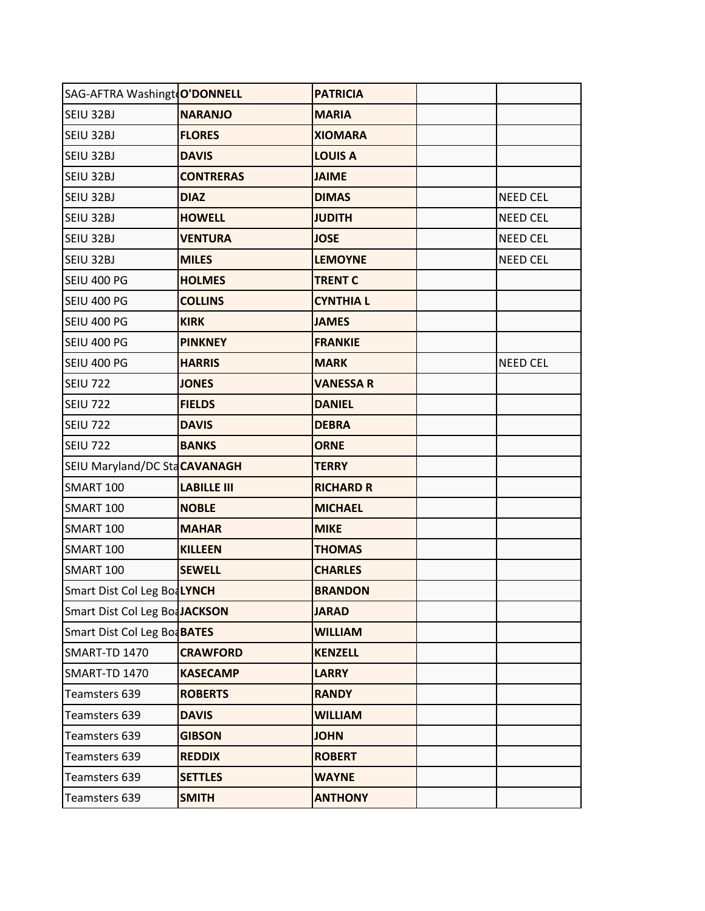| | | | | |
|---|---|---|---|---|
| SAG-AFTRA Washingt | **O'DONNELL** | **PATRICIA** | | |
| SEIU 32BJ | **NARANJO** | **MARIA** | | |
| SEIU 32BJ | **FLORES** | **XIOMARA** | | |
| SEIU 32BJ | **DAVIS** | **LOUIS A** | | |
| SEIU 32BJ | **CONTRERAS** | **JAIME** | | |
| SEIU 32BJ | **DIAZ** | **DIMAS** | | NEED CEL |
| SEIU 32BJ | **HOWELL** | **JUDITH** | | NEED CEL |
| SEIU 32BJ | **VENTURA** | **JOSE** | | NEED CEL |
| SEIU 32BJ | **MILES** | **LEMOYNE** | | NEED CEL |
| SEIU 400 PG | **HOLMES** | **TRENT C** | | |
| SEIU 400 PG | **COLLINS** | **CYNTHIA L** | | |
| SEIU 400 PG | **KIRK** | **JAMES** | | |
| SEIU 400 PG | **PINKNEY** | **FRANKIE** | | |
| SEIU 400 PG | **HARRIS** | **MARK** | | NEED CEL |
| SEIU 722 | **JONES** | **VANESSA R** | | |
| SEIU 722 | **FIELDS** | **DANIEL** | | |
| SEIU 722 | **DAVIS** | **DEBRA** | | |
| SEIU 722 | **BANKS** | **ORNE** | | |
| SEIU Maryland/DC Sta | **CAVANAGH** | **TERRY** | | |
| SMART 100 | **LABILLE III** | **RICHARD R** | | |
| SMART 100 | **NOBLE** | **MICHAEL** | | |
| SMART 100 | **MAHAR** | **MIKE** | | |
| SMART 100 | **KILLEEN** | **THOMAS** | | |
| SMART 100 | **SEWELL** | **CHARLES** | | |
| Smart Dist Col Leg Boa | **LYNCH** | **BRANDON** | | |
| Smart Dist Col Leg Boa | **JACKSON** | **JARAD** | | |
| Smart Dist Col Leg Boa | **BATES** | **WILLIAM** | | |
| SMART-TD 1470 | **CRAWFORD** | **KENZELL** | | |
| SMART-TD 1470 | **KASECAMP** | **LARRY** | | |
| Teamsters 639 | **ROBERTS** | **RANDY** | | |
| Teamsters 639 | **DAVIS** | **WILLIAM** | | |
| Teamsters 639 | **GIBSON** | **JOHN** | | |
| Teamsters 639 | **REDDIX** | **ROBERT** | | |
| Teamsters 639 | **SETTLES** | **WAYNE** | | |
| Teamsters 639 | **SMITH** | **ANTHONY** | | |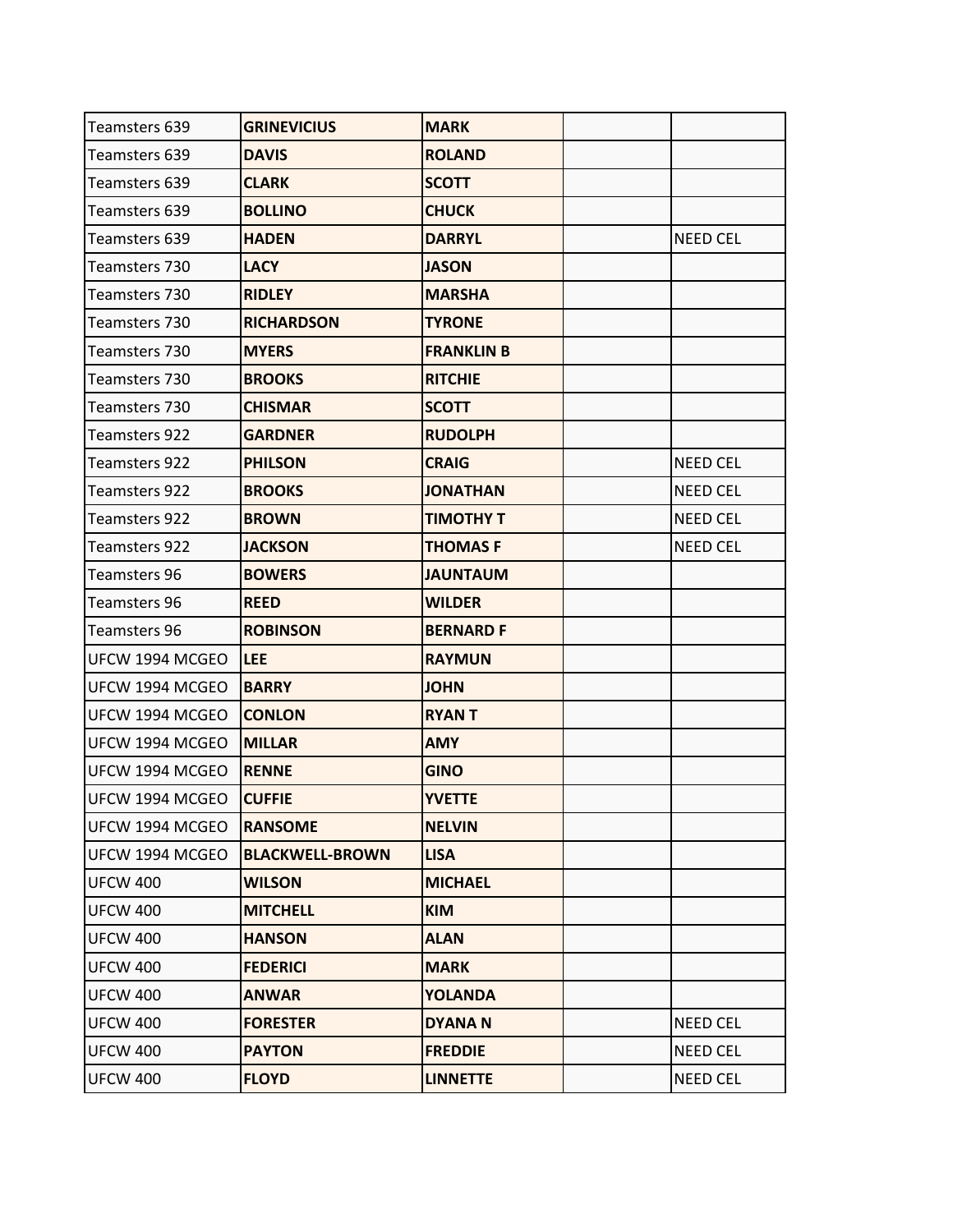| | | | | |
|---|---|---|---|---|
| Teamsters 639 | **GRINEVICIUS** | **MARK** | | |
| Teamsters 639 | **DAVIS** | **ROLAND** | | |
| Teamsters 639 | **CLARK** | **SCOTT** | | |
| Teamsters 639 | **BOLLINO** | **CHUCK** | | |
| Teamsters 639 | **HADEN** | **DARRYL** | | NEED CEL |
| Teamsters 730 | **LACY** | **JASON** | | |
| Teamsters 730 | **RIDLEY** | **MARSHA** | | |
| Teamsters 730 | **RICHARDSON** | **TYRONE** | | |
| Teamsters 730 | **MYERS** | **FRANKLIN B** | | |
| Teamsters 730 | **BROOKS** | **RITCHIE** | | |
| Teamsters 730 | **CHISMAR** | **SCOTT** | | |
| Teamsters 922 | **GARDNER** | **RUDOLPH** | | |
| Teamsters 922 | **PHILSON** | **CRAIG** | | NEED CEL |
| Teamsters 922 | **BROOKS** | **JONATHAN** | | NEED CEL |
| Teamsters 922 | **BROWN** | **TIMOTHY T** | | NEED CEL |
| Teamsters 922 | **JACKSON** | **THOMAS F** | | NEED CEL |
| Teamsters 96 | **BOWERS** | **JAUNTAUM** | | |
| Teamsters 96 | **REED** | **WILDER** | | |
| Teamsters 96 | **ROBINSON** | **BERNARD F** | | |
| UFCW 1994 MCGEO | **LEE** | **RAYMUN** | | |
| UFCW 1994 MCGEO | **BARRY** | **JOHN** | | |
| UFCW 1994 MCGEO | **CONLON** | **RYAN T** | | |
| UFCW 1994 MCGEO | **MILLAR** | **AMY** | | |
| UFCW 1994 MCGEO | **RENNE** | **GINO** | | |
| UFCW 1994 MCGEO | **CUFFIE** | **YVETTE** | | |
| UFCW 1994 MCGEO | **RANSOME** | **NELVIN** | | |
| UFCW 1994 MCGEO | **BLACKWELL-BROWN** | **LISA** | | |
| UFCW 400 | **WILSON** | **MICHAEL** | | |
| UFCW 400 | **MITCHELL** | **KIM** | | |
| UFCW 400 | **HANSON** | **ALAN** | | |
| UFCW 400 | **FEDERICI** | **MARK** | | |
| UFCW 400 | **ANWAR** | **YOLANDA** | | |
| UFCW 400 | **FORESTER** | **DYANA N** | | NEED CEL |
| UFCW 400 | **PAYTON** | **FREDDIE** | | NEED CEL |
| UFCW 400 | **FLOYD** | **LINNETTE** | | NEED CEL |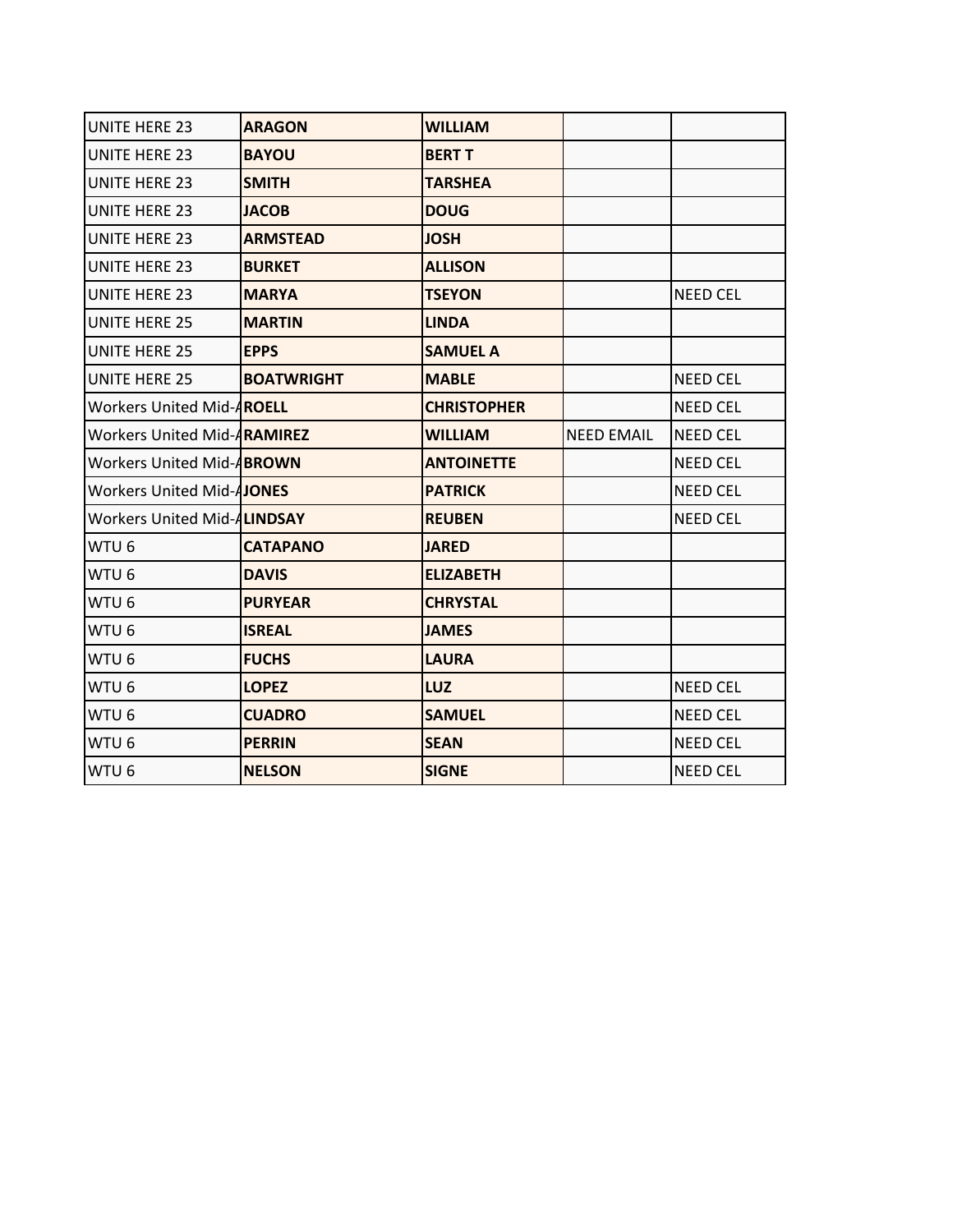| | | | | |
|---|---|---|---|---|
| UNITE HERE 23 | **ARAGON** | **WILLIAM** | | |
| UNITE HERE 23 | **BAYOU** | **BERT T** | | |
| UNITE HERE 23 | **SMITH** | **TARSHEA** | | |
| UNITE HERE 23 | **JACOB** | **DOUG** | | |
| UNITE HERE 23 | **ARMSTEAD** | **JOSH** | | |
| UNITE HERE 23 | **BURKET** | **ALLISON** | | |
| UNITE HERE 23 | **MARYA** | **TSEYON** | | NEED CEL |
| UNITE HERE 25 | **MARTIN** | **LINDA** | | |
| UNITE HERE 25 | **EPPS** | **SAMUEL A** | | |
| UNITE HERE 25 | **BOATWRIGHT** | **MABLE** | | NEED CEL |
| Workers United Mid-A | **ROELL** | **CHRISTOPHER** | | NEED CEL |
| Workers United Mid-A | **RAMIREZ** | **WILLIAM** | NEED EMAIL | NEED CEL |
| Workers United Mid-A | **BROWN** | **ANTOINETTE** | | NEED CEL |
| Workers United Mid-A | **JONES** | **PATRICK** | | NEED CEL |
| Workers United Mid-A | **LINDSAY** | **REUBEN** | | NEED CEL |
| WTU 6 | **CATAPANO** | **JARED** | | |
| WTU 6 | **DAVIS** | **ELIZABETH** | | |
| WTU 6 | **PURYEAR** | **CHRYSTAL** | | |
| WTU 6 | **ISREAL** | **JAMES** | | |
| WTU 6 | **FUCHS** | **LAURA** | | |
| WTU 6 | **LOPEZ** | **LUZ** | | NEED CEL |
| WTU 6 | **CUADRO** | **SAMUEL** | | NEED CEL |
| WTU 6 | **PERRIN** | **SEAN** | | NEED CEL |
| WTU 6 | **NELSON** | **SIGNE** | | NEED CEL |